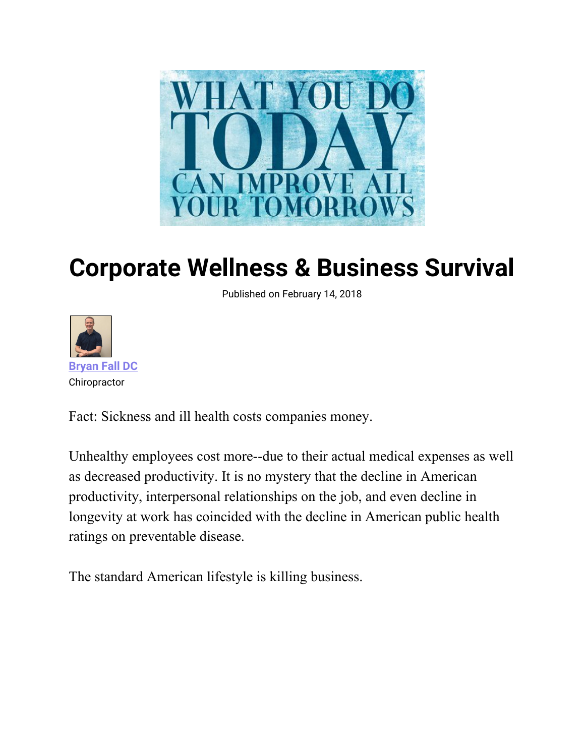# Corporate Wellness & Business Survival

Published on February 14, 2018

Bryan Fall DC

Chiropractor

Fact: Sickness and ill health costs companies money.

Unhealthy employees cost more--due to their actual medical expenses as well as decreased productivity. It is no mystery that the decline in American productivity, interpersonal relationships on the job, and even decline in longevity at work has coincided with the decline in American public health ratings on preventable disease.

The standard American lifestyle is killing business.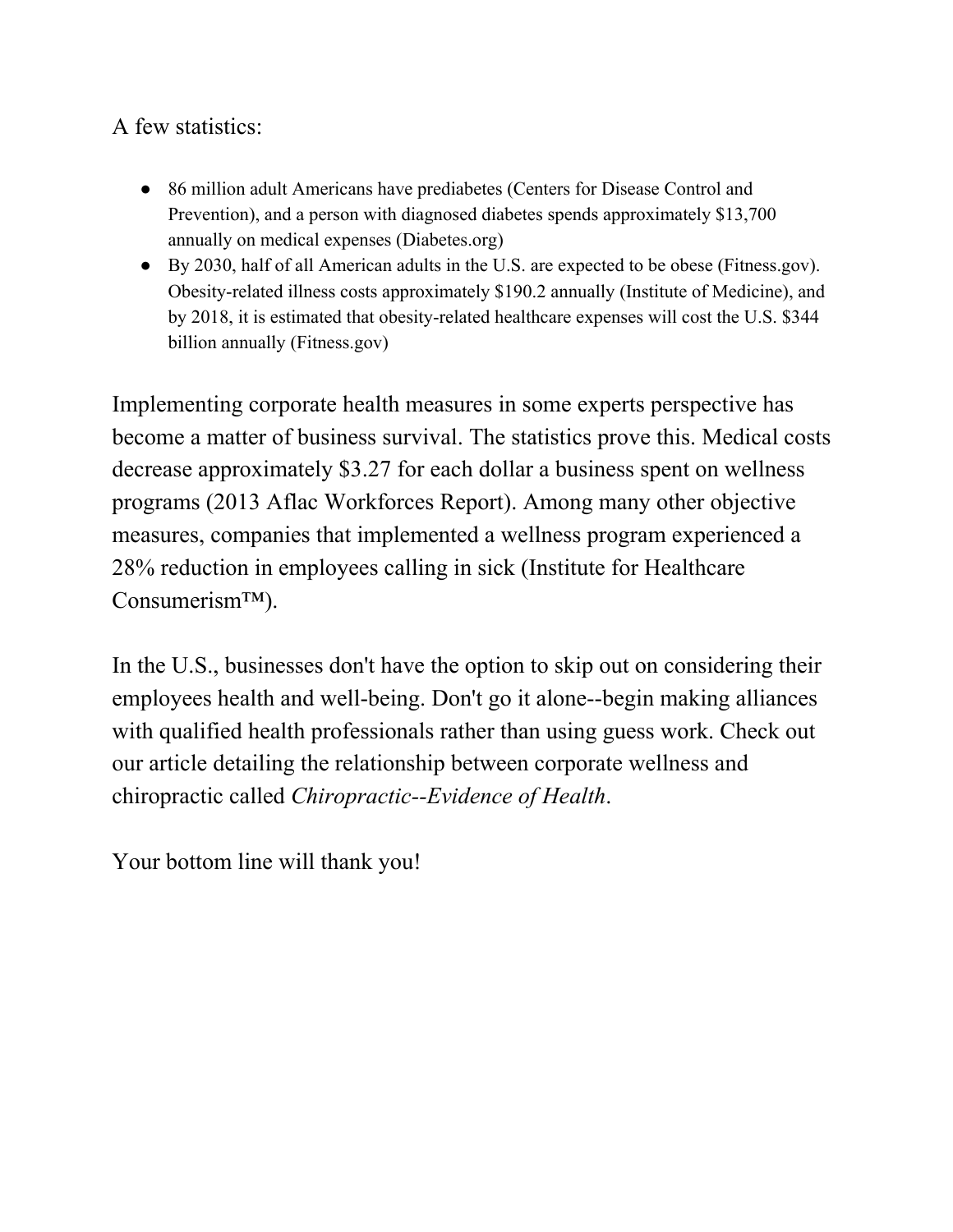A few statistics:

- 86 million adult Americans have prediabetes (Centers for Disease Control and Prevention), and a person with diagnosed diabetes spends approximately $13,700 annually on medical expenses (Diabetes.org)
- By 2030, half of all American adults in the U.S. are expected to be obese (Fitness.gov). Obesity-related illness costs approximately $190.2 annually (Institute of Medicine), and by 2018, it is estimated that obesity-related healthcare expenses will cost the U.S. $344 billion annually (Fitness.gov)

Implementing corporate health measures in some experts perspective has become a matter of business survival. The statistics prove this. Medical costs decrease approximately $3.27 for each dollar a business spent on wellness programs (2013 Aflac Workforces Report). Among many other objective measures, companies that implemented a wellness program experienced a 28% reduction in employees calling in sick (Institute for Healthcare Consumerism™).

In the U.S., businesses don't have the option to skip out on considering their employees health and well-being. Don't go it alone--begin making alliances with qualified health professionals rather than using guess work. Check out our article detailing the relationship between corporate wellness and chiropractic called *Chiropractic--Evidence of Health*.

Your bottom line will thank you!